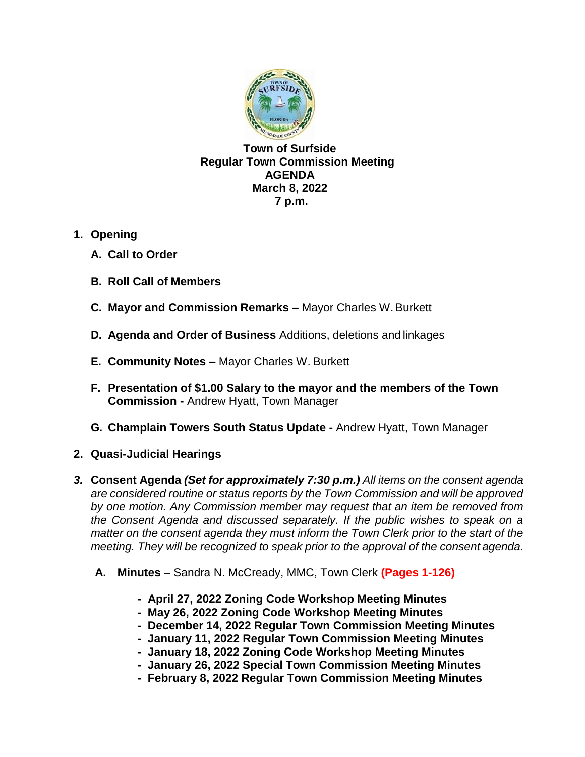**Town of Surfside**
**Regular Town Commission Meeting**
**AGENDA**
**March 8, 2022**
**7 p.m.**

1. **Opening**
   - **A. Call to Order**
   - **B. Roll Call of Members**
   - **C. Mayor and Commission Remarks –** Mayor Charles W. Burkett
   - **D. Agenda and Order of Business** Additions, deletions and linkages
   - **E. Community Notes –** Mayor Charles W. Burkett
   - **F. Presentation of $1.00 Salary to the mayor and the members of the Town Commission -** Andrew Hyatt, Town Manager
   - **G. Champlain Towers South Status Update -** Andrew Hyatt, Town Manager

2. **Quasi-Judicial Hearings**

3. **Consent Agenda** ***(Set for approximately 7:30 p.m.)*** *All items on the consent agenda are considered routine or status reports by the Town Commission and will be approved by one motion. Any Commission member may request that an item be removed from the Consent Agenda and discussed separately. If the public wishes to speak on a matter on the consent agenda they must inform the Town Clerk prior to the start of the meeting. They will be recognized to speak prior to the approval of the consent agenda.*

   **A. Minutes** – Sandra N. McCready, MMC, Town Clerk **(Pages 1-126)**

   - **April 27, 2022 Zoning Code Workshop Meeting Minutes**
   - **May 26, 2022 Zoning Code Workshop Meeting Minutes**
   - **December 14, 2022 Regular Town Commission Meeting Minutes**
   - **January 11, 2022 Regular Town Commission Meeting Minutes**
   - **January 18, 2022 Zoning Code Workshop Meeting Minutes**
   - **January 26, 2022 Special Town Commission Meeting Minutes**
   - **February 8, 2022 Regular Town Commission Meeting Minutes**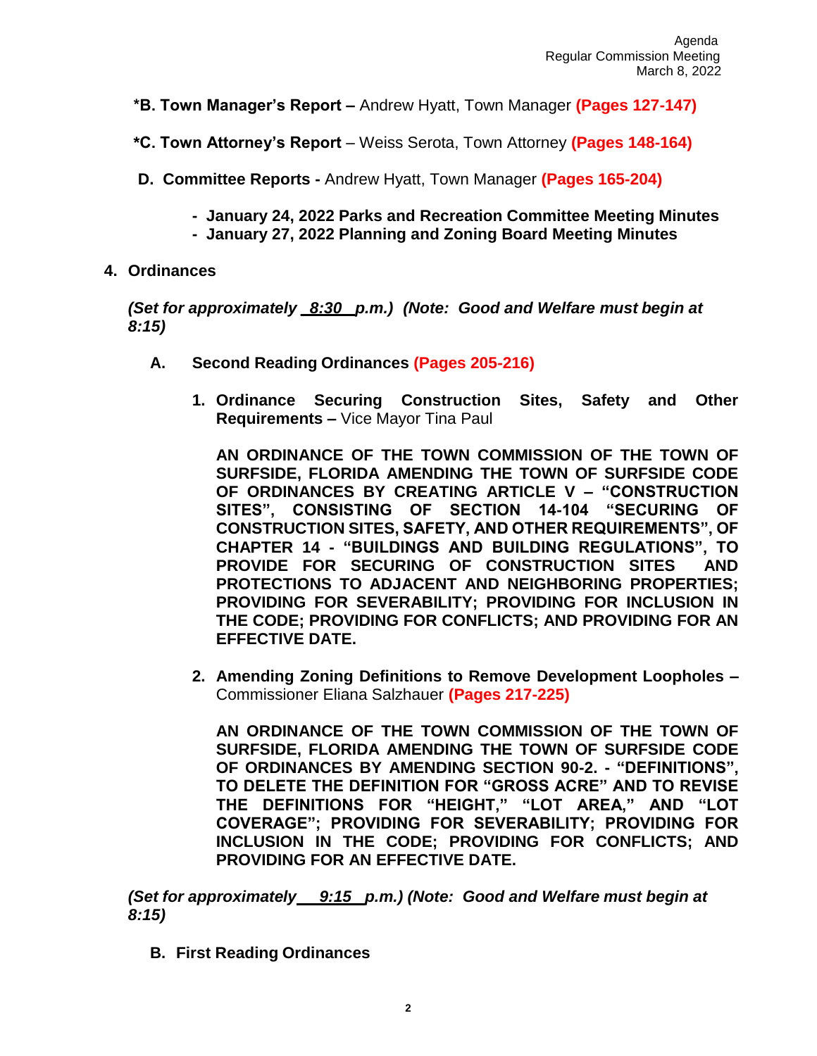**\*B. Town Manager's Report –** Andrew Hyatt, Town Manager **(Pages 127-147)**

**\*C. Town Attorney's Report** – Weiss Serota, Town Attorney **(Pages 148-164)**

**D. Committee Reports -** Andrew Hyatt, Town Manager **(Pages 165-204)**

- **January 24, 2022 Parks and Recreation Committee Meeting Minutes**
- **January 27, 2022 Planning and Zoning Board Meeting Minutes**

**4. Ordinances**

***(Set for approximately 8:30 p.m.) (Note: Good and Welfare must begin at 8:15)***

**A. Second Reading Ordinances (Pages 205-216)**

1. **Ordinance Securing Construction Sites, Safety and Other Requirements –** Vice Mayor Tina Paul

   **AN ORDINANCE OF THE TOWN COMMISSION OF THE TOWN OF SURFSIDE, FLORIDA AMENDING THE TOWN OF SURFSIDE CODE OF ORDINANCES BY CREATING ARTICLE V – "CONSTRUCTION SITES", CONSISTING OF SECTION 14-104 "SECURING OF CONSTRUCTION SITES, SAFETY, AND OTHER REQUIREMENTS", OF CHAPTER 14 - "BUILDINGS AND BUILDING REGULATIONS", TO PROVIDE FOR SECURING OF CONSTRUCTION SITES AND PROTECTIONS TO ADJACENT AND NEIGHBORING PROPERTIES; PROVIDING FOR SEVERABILITY; PROVIDING FOR INCLUSION IN THE CODE; PROVIDING FOR CONFLICTS; AND PROVIDING FOR AN EFFECTIVE DATE.**

2. **Amending Zoning Definitions to Remove Development Loopholes –** Commissioner Eliana Salzhauer **(Pages 217-225)**

   **AN ORDINANCE OF THE TOWN COMMISSION OF THE TOWN OF SURFSIDE, FLORIDA AMENDING THE TOWN OF SURFSIDE CODE OF ORDINANCES BY AMENDING SECTION 90-2. - "DEFINITIONS", TO DELETE THE DEFINITION FOR "GROSS ACRE" AND TO REVISE THE DEFINITIONS FOR "HEIGHT," "LOT AREA," AND "LOT COVERAGE"; PROVIDING FOR SEVERABILITY; PROVIDING FOR INCLUSION IN THE CODE; PROVIDING FOR CONFLICTS; AND PROVIDING FOR AN EFFECTIVE DATE.**

***(Set for approximately 9:15 p.m.) (Note: Good and Welfare must begin at 8:15)***

**B. First Reading Ordinances**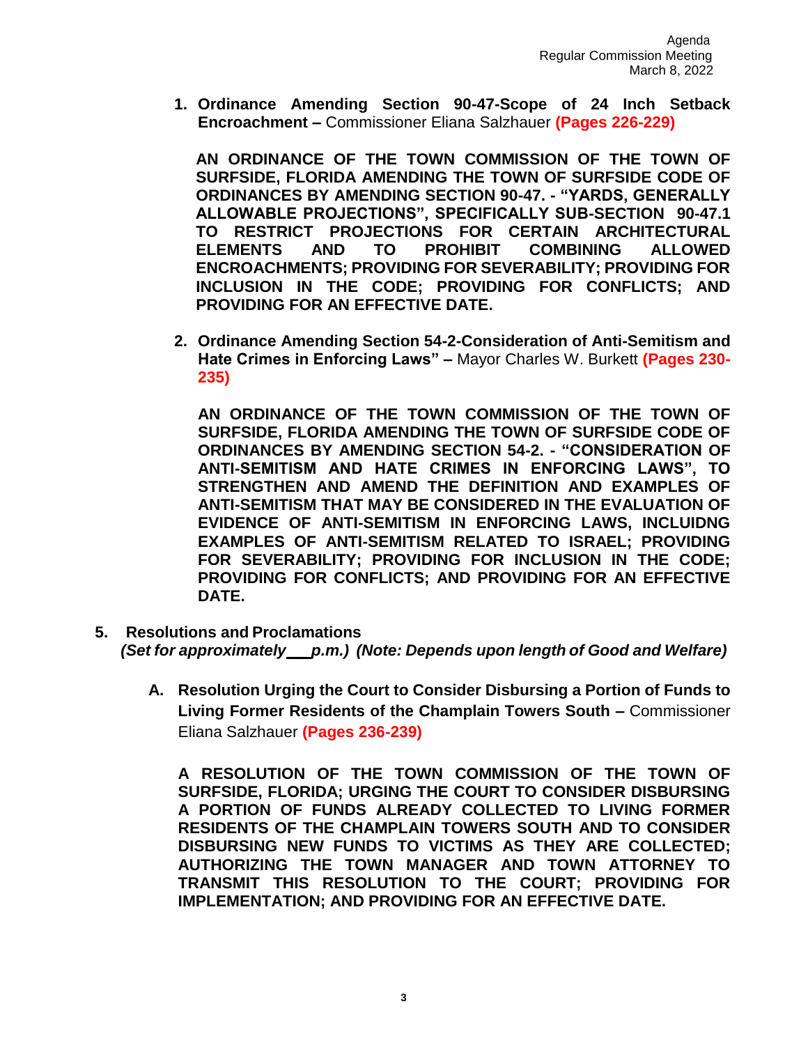1. **Ordinance Amending Section 90-47-Scope of 24 Inch Setback Encroachment –** Commissioner Eliana Salzhauer **(Pages 226-229)**

   **AN ORDINANCE OF THE TOWN COMMISSION OF THE TOWN OF SURFSIDE, FLORIDA AMENDING THE TOWN OF SURFSIDE CODE OF ORDINANCES BY AMENDING SECTION 90-47. - "YARDS, GENERALLY ALLOWABLE PROJECTIONS", SPECIFICALLY SUB-SECTION 90-47.1 TO RESTRICT PROJECTIONS FOR CERTAIN ARCHITECTURAL ELEMENTS AND TO PROHIBIT COMBINING ALLOWED ENCROACHMENTS; PROVIDING FOR SEVERABILITY; PROVIDING FOR INCLUSION IN THE CODE; PROVIDING FOR CONFLICTS; AND PROVIDING FOR AN EFFECTIVE DATE.**

2. **Ordinance Amending Section 54-2-Consideration of Anti-Semitism and Hate Crimes in Enforcing Laws" –** Mayor Charles W. Burkett **(Pages 230-235)**

   **AN ORDINANCE OF THE TOWN COMMISSION OF THE TOWN OF SURFSIDE, FLORIDA AMENDING THE TOWN OF SURFSIDE CODE OF ORDINANCES BY AMENDING SECTION 54-2. - "CONSIDERATION OF ANTI-SEMITISM AND HATE CRIMES IN ENFORCING LAWS", TO STRENGTHEN AND AMEND THE DEFINITION AND EXAMPLES OF ANTI-SEMITISM THAT MAY BE CONSIDERED IN THE EVALUATION OF EVIDENCE OF ANTI-SEMITISM IN ENFORCING LAWS, INCLUIDNG EXAMPLES OF ANTI-SEMITISM RELATED TO ISRAEL; PROVIDING FOR SEVERABILITY; PROVIDING FOR INCLUSION IN THE CODE; PROVIDING FOR CONFLICTS; AND PROVIDING FOR AN EFFECTIVE DATE.**

5. **Resolutions and Proclamations**
   ***(Set for approximately \_\_\_ p.m.) (Note: Depends upon length of Good and Welfare)***

   A. **Resolution Urging the Court to Consider Disbursing a Portion of Funds to Living Former Residents of the Champlain Towers South –** Commissioner Eliana Salzhauer **(Pages 236-239)**

      **A RESOLUTION OF THE TOWN COMMISSION OF THE TOWN OF SURFSIDE, FLORIDA; URGING THE COURT TO CONSIDER DISBURSING A PORTION OF FUNDS ALREADY COLLECTED TO LIVING FORMER RESIDENTS OF THE CHAMPLAIN TOWERS SOUTH AND TO CONSIDER DISBURSING NEW FUNDS TO VICTIMS AS THEY ARE COLLECTED; AUTHORIZING THE TOWN MANAGER AND TOWN ATTORNEY TO TRANSMIT THIS RESOLUTION TO THE COURT; PROVIDING FOR IMPLEMENTATION; AND PROVIDING FOR AN EFFECTIVE DATE.**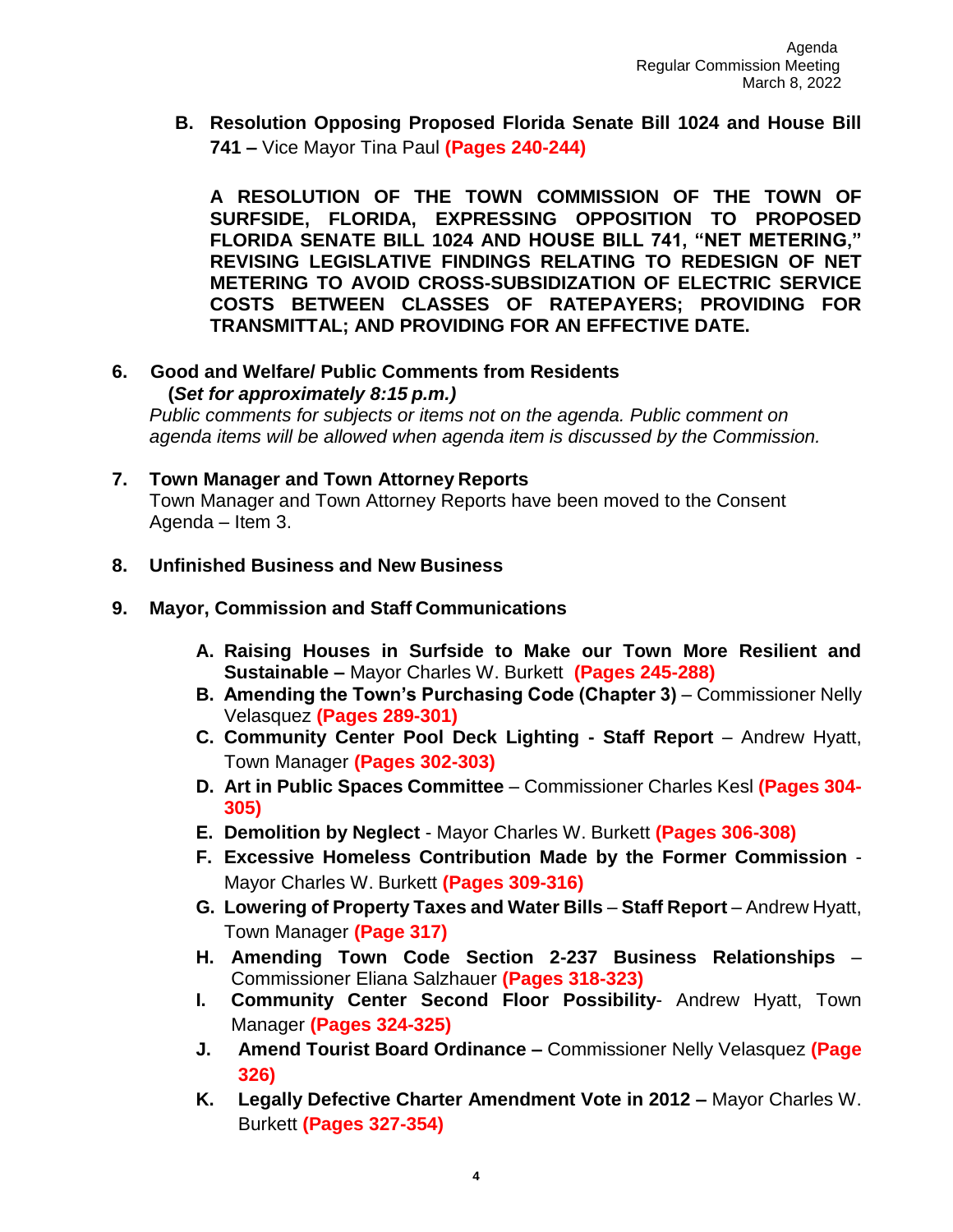**B. Resolution Opposing Proposed Florida Senate Bill 1024 and House Bill 741 –** Vice Mayor Tina Paul **(Pages 240-244)**

**A RESOLUTION OF THE TOWN COMMISSION OF THE TOWN OF SURFSIDE, FLORIDA, EXPRESSING OPPOSITION TO PROPOSED FLORIDA SENATE BILL 1024 AND HOUSE BILL 741, "NET METERING," REVISING LEGISLATIVE FINDINGS RELATING TO REDESIGN OF NET METERING TO AVOID CROSS-SUBSIDIZATION OF ELECTRIC SERVICE COSTS BETWEEN CLASSES OF RATEPAYERS; PROVIDING FOR TRANSMITTAL; AND PROVIDING FOR AN EFFECTIVE DATE.**

**6. Good and Welfare/ Public Comments from Residents**
**(*Set for approximately 8:15 p.m.)***

*Public comments for subjects or items not on the agenda. Public comment on agenda items will be allowed when agenda item is discussed by the Commission.*

**7. Town Manager and Town Attorney Reports**

Town Manager and Town Attorney Reports have been moved to the Consent Agenda – Item 3.

**8. Unfinished Business and New Business**

**9. Mayor, Commission and Staff Communications**

- **A. Raising Houses in Surfside to Make our Town More Resilient and Sustainable –** Mayor Charles W. Burkett **(Pages 245-288)**
- **B. Amending the Town's Purchasing Code (Chapter 3)** – Commissioner Nelly Velasquez **(Pages 289-301)**
- **C. Community Center Pool Deck Lighting - Staff Report** – Andrew Hyatt, Town Manager **(Pages 302-303)**
- **D. Art in Public Spaces Committee** – Commissioner Charles Kesl **(Pages 304-305)**
- **E. Demolition by Neglect** - Mayor Charles W. Burkett **(Pages 306-308)**
- **F. Excessive Homeless Contribution Made by the Former Commission** - Mayor Charles W. Burkett **(Pages 309-316)**
- **G. Lowering of Property Taxes and Water Bills** – **Staff Report** – Andrew Hyatt, Town Manager **(Page 317)**
- **H. Amending Town Code Section 2-237 Business Relationships** – Commissioner Eliana Salzhauer **(Pages 318-323)**
- **I. Community Center Second Floor Possibility**- Andrew Hyatt, Town Manager **(Pages 324-325)**
- **J. Amend Tourist Board Ordinance –** Commissioner Nelly Velasquez **(Page 326)**
- **K. Legally Defective Charter Amendment Vote in 2012 –** Mayor Charles W. Burkett **(Pages 327-354)**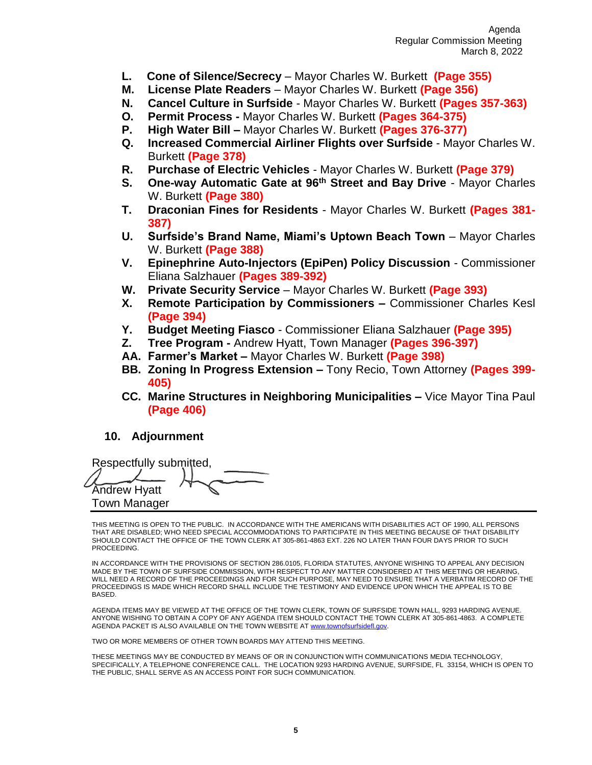- **L. Cone of Silence/Secrecy** – Mayor Charles W. Burkett **(Page 355)**
- **M. License Plate Readers** – Mayor Charles W. Burkett **(Page 356)**
- **N. Cancel Culture in Surfside** - Mayor Charles W. Burkett **(Pages 357-363)**
- **O. Permit Process -** Mayor Charles W. Burkett **(Pages 364-375)**
- **P. High Water Bill –** Mayor Charles W. Burkett **(Pages 376-377)**
- **Q. Increased Commercial Airliner Flights over Surfside** - Mayor Charles W. Burkett **(Page 378)**
- **R. Purchase of Electric Vehicles** - Mayor Charles W. Burkett **(Page 379)**
- **S. One-way Automatic Gate at 96th Street and Bay Drive** - Mayor Charles W. Burkett **(Page 380)**
- **T. Draconian Fines for Residents** - Mayor Charles W. Burkett **(Pages 381-387)**
- **U. Surfside's Brand Name, Miami's Uptown Beach Town** – Mayor Charles W. Burkett **(Page 388)**
- **V. Epinephrine Auto-Injectors (EpiPen) Policy Discussion** - Commissioner Eliana Salzhauer **(Pages 389-392)**
- **W. Private Security Service** – Mayor Charles W. Burkett **(Page 393)**
- **X. Remote Participation by Commissioners –** Commissioner Charles Kesl **(Page 394)**
- **Y. Budget Meeting Fiasco** - Commissioner Eliana Salzhauer **(Page 395)**
- **Z. Tree Program -** Andrew Hyatt, Town Manager **(Pages 396-397)**
- **AA. Farmer's Market –** Mayor Charles W. Burkett **(Page 398)**
- **BB. Zoning In Progress Extension –** Tony Recio, Town Attorney **(Pages 399-405)**
- **CC. Marine Structures in Neighboring Municipalities –** Vice Mayor Tina Paul **(Page 406)**

## 10. Adjournment

Respectfully submitted,

Andrew Hyatt
Town Manager

---

THIS MEETING IS OPEN TO THE PUBLIC. IN ACCORDANCE WITH THE AMERICANS WITH DISABILITIES ACT OF 1990, ALL PERSONS THAT ARE DISABLED; WHO NEED SPECIAL ACCOMMODATIONS TO PARTICIPATE IN THIS MEETING BECAUSE OF THAT DISABILITY SHOULD CONTACT THE OFFICE OF THE TOWN CLERK AT 305-861-4863 EXT. 226 NO LATER THAN FOUR DAYS PRIOR TO SUCH PROCEEDING.

IN ACCORDANCE WITH THE PROVISIONS OF SECTION 286.0105, FLORIDA STATUTES, ANYONE WISHING TO APPEAL ANY DECISION MADE BY THE TOWN OF SURFSIDE COMMISSION, WITH RESPECT TO ANY MATTER CONSIDERED AT THIS MEETING OR HEARING, WILL NEED A RECORD OF THE PROCEEDINGS AND FOR SUCH PURPOSE, MAY NEED TO ENSURE THAT A VERBATIM RECORD OF THE PROCEEDINGS IS MADE WHICH RECORD SHALL INCLUDE THE TESTIMONY AND EVIDENCE UPON WHICH THE APPEAL IS TO BE BASED.

AGENDA ITEMS MAY BE VIEWED AT THE OFFICE OF THE TOWN CLERK, TOWN OF SURFSIDE TOWN HALL, 9293 HARDING AVENUE. ANYONE WISHING TO OBTAIN A COPY OF ANY AGENDA ITEM SHOULD CONTACT THE TOWN CLERK AT 305-861-4863. A COMPLETE AGENDA PACKET IS ALSO AVAILABLE ON THE TOWN WEBSITE AT www.townofsurfsidefl.gov.

TWO OR MORE MEMBERS OF OTHER TOWN BOARDS MAY ATTEND THIS MEETING.

THESE MEETINGS MAY BE CONDUCTED BY MEANS OF OR IN CONJUNCTION WITH COMMUNICATIONS MEDIA TECHNOLOGY, SPECIFICALLY, A TELEPHONE CONFERENCE CALL. THE LOCATION 9293 HARDING AVENUE, SURFSIDE, FL 33154, WHICH IS OPEN TO THE PUBLIC, SHALL SERVE AS AN ACCESS POINT FOR SUCH COMMUNICATION.